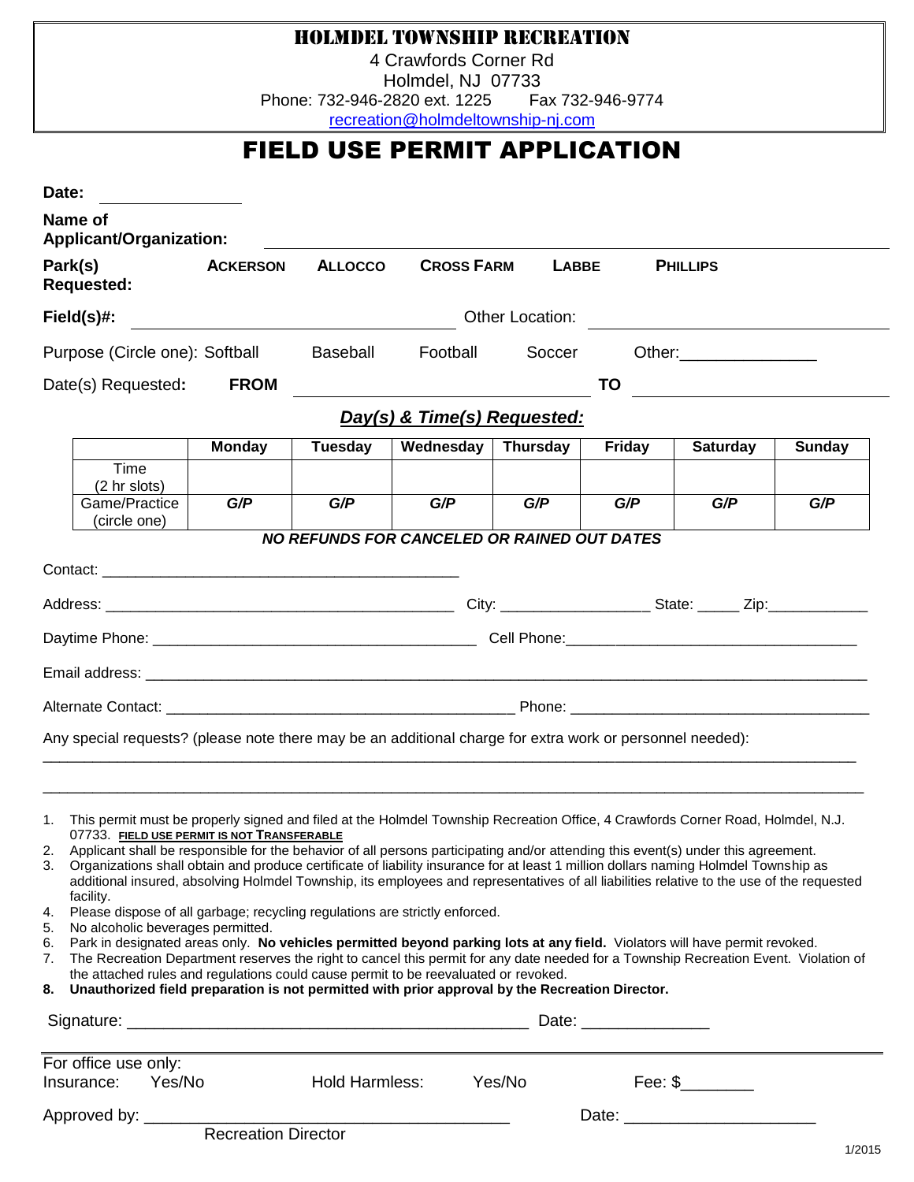# HOLMDEL TOWNSHIP RECREATION

4 Crawfords Corner Rd
Holmdel, NJ 07733
Phone: 732-946-2820 ext. 1225 Fax 732-946-9774
recreation@holmdeltownship-nj.com

# FIELD USE PERMIT APPLICATION

**Date:** ______________

**Name of Applicant/Organization:** ______________________________________________

**Park(s) Requested:** **ACKERSON** **ALLOCCO** **CROSS FARM** **LABBE** **PHILLIPS**

**Field(s)#:** ______________________________ Other Location: ______________________________

Purpose (Circle one): Softball Baseball Football Soccer Other:_______________

Date(s) Requested**:** **FROM** ______________________________ **TO** ______________________________

## *Day(s) & Time(s) Requested:*

| | Monday | Tuesday | Wednesday | Thursday | Friday | Saturday | Sunday |
|---|---|---|---|---|---|---|---|
| Time (2 hr slots) | | | | | | | |
| Game/Practice (circle one) | ***G/P*** | ***G/P*** | ***G/P*** | ***G/P*** | ***G/P*** | ***G/P*** | ***G/P*** |

***NO REFUNDS FOR CANCELED OR RAINED OUT DATES***

Contact: ___________________________________________

Address: ___________________________________________ City: _________________ State: _____ Zip:____________

Daytime Phone: _______________________________________ Cell Phone:___________________________________

Email address: ____________________________________________________________________________________

Alternate Contact: __________________________________________ Phone: ___________________________________

Any special requests? (please note there may be an additional charge for extra work or personnel needed):

___________________________________________________________________________________________________

___________________________________________________________________________________________________

1. This permit must be properly signed and filed at the Holmdel Township Recreation Office, 4 Crawfords Corner Road, Holmdel, N.J. 07733. **FIELD USE PERMIT IS NOT TRANSFERABLE**
2. Applicant shall be responsible for the behavior of all persons participating and/or attending this event(s) under this agreement.
3. Organizations shall obtain and produce certificate of liability insurance for at least 1 million dollars naming Holmdel Township as additional insured, absolving Holmdel Township, its employees and representatives of all liabilities relative to the use of the requested facility.
4. Please dispose of all garbage; recycling regulations are strictly enforced.
5. No alcoholic beverages permitted.
6. Park in designated areas only. **No vehicles permitted beyond parking lots at any field.** Violators will have permit revoked.
7. The Recreation Department reserves the right to cancel this permit for any date needed for a Township Recreation Event. Violation of the attached rules and regulations could cause permit to be reevaluated or revoked.
8. **Unauthorized field preparation is not permitted with prior approval by the Recreation Director.**

Signature: ____________________________________________ Date: ______________

For office use only:
Insurance: Yes/No Hold Harmless: Yes/No Fee: $________

Approved by: ________________________________________ Date: _____________________
Recreation Director

1/2015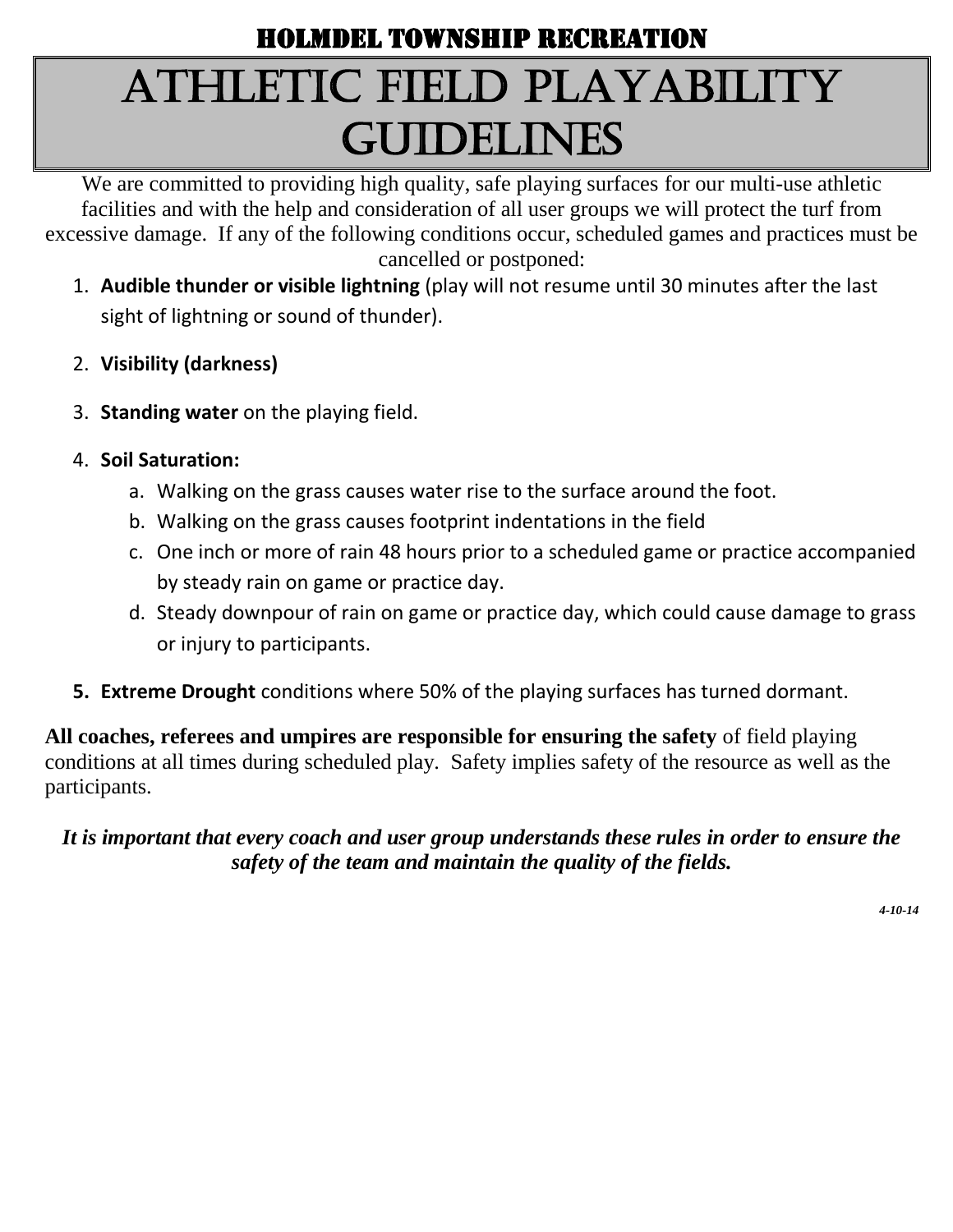## HOLMDEL TOWNSHIP RECREATION

# ATHLETIC FIELD PLAYABILITY GUIDELINES

We are committed to providing high quality, safe playing surfaces for our multi-use athletic facilities and with the help and consideration of all user groups we will protect the turf from excessive damage. If any of the following conditions occur, scheduled games and practices must be cancelled or postponed:

1. **Audible thunder or visible lightning** (play will not resume until 30 minutes after the last sight of lightning or sound of thunder).
2. **Visibility (darkness)**
3. **Standing water** on the playing field.
4. **Soil Saturation:**
   a. Walking on the grass causes water rise to the surface around the foot.
   b. Walking on the grass causes footprint indentations in the field
   c. One inch or more of rain 48 hours prior to a scheduled game or practice accompanied by steady rain on game or practice day.
   d. Steady downpour of rain on game or practice day, which could cause damage to grass or injury to participants.
5. **Extreme Drought** conditions where 50% of the playing surfaces has turned dormant.

**All coaches, referees and umpires are responsible for ensuring the safety** of field playing conditions at all times during scheduled play. Safety implies safety of the resource as well as the participants.

***It is important that every coach and user group understands these rules in order to ensure the safety of the team and maintain the quality of the fields.***

***4-10-14***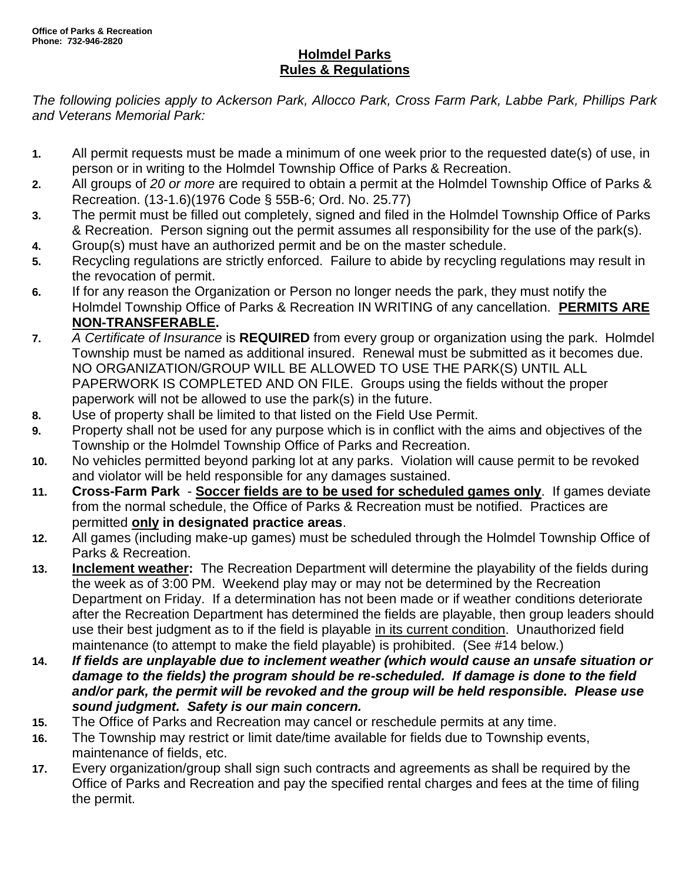**Office of Parks & Recreation**
**Phone: 732-946-2820**

# Holmdel Parks
## Rules & Regulations

*The following policies apply to Ackerson Park, Allocco Park, Cross Farm Park, Labbe Park, Phillips Park and Veterans Memorial Park:*

1. All permit requests must be made a minimum of one week prior to the requested date(s) of use, in person or in writing to the Holmdel Township Office of Parks & Recreation.
2. All groups of *20 or more* are required to obtain a permit at the Holmdel Township Office of Parks & Recreation. (13-1.6)(1976 Code § 55B-6; Ord. No. 25.77)
3. The permit must be filled out completely, signed and filed in the Holmdel Township Office of Parks & Recreation. Person signing out the permit assumes all responsibility for the use of the park(s).
4. Group(s) must have an authorized permit and be on the master schedule.
5. Recycling regulations are strictly enforced. Failure to abide by recycling regulations may result in the revocation of permit.
6. If for any reason the Organization or Person no longer needs the park, they must notify the Holmdel Township Office of Parks & Recreation IN WRITING of any cancellation. **PERMITS ARE NON-TRANSFERABLE.**
7. *A Certificate of Insurance* is **REQUIRED** from every group or organization using the park. Holmdel Township must be named as additional insured. Renewal must be submitted as it becomes due. NO ORGANIZATION/GROUP WILL BE ALLOWED TO USE THE PARK(S) UNTIL ALL PAPERWORK IS COMPLETED AND ON FILE. Groups using the fields without the proper paperwork will not be allowed to use the park(s) in the future.
8. Use of property shall be limited to that listed on the Field Use Permit.
9. Property shall not be used for any purpose which is in conflict with the aims and objectives of the Township or the Holmdel Township Office of Parks and Recreation.
10. No vehicles permitted beyond parking lot at any parks. Violation will cause permit to be revoked and violator will be held responsible for any damages sustained.
11. **Cross-Farm Park** - **Soccer fields are to be used for scheduled games only**. If games deviate from the normal schedule, the Office of Parks & Recreation must be notified. Practices are permitted **only in designated practice areas**.
12. All games (including make-up games) must be scheduled through the Holmdel Township Office of Parks & Recreation.
13. **Inclement weather:** The Recreation Department will determine the playability of the fields during the week as of 3:00 PM. Weekend play may or may not be determined by the Recreation Department on Friday. If a determination has not been made or if weather conditions deteriorate after the Recreation Department has determined the fields are playable, then group leaders should use their best judgment as to if the field is playable in its current condition. Unauthorized field maintenance (to attempt to make the field playable) is prohibited. (See #14 below.)
14. ***If fields are unplayable due to inclement weather (which would cause an unsafe situation or damage to the fields) the program should be re-scheduled. If damage is done to the field and/or park, the permit will be revoked and the group will be held responsible. Please use sound judgment. Safety is our main concern.***
15. The Office of Parks and Recreation may cancel or reschedule permits at any time.
16. The Township may restrict or limit date/time available for fields due to Township events, maintenance of fields, etc.
17. Every organization/group shall sign such contracts and agreements as shall be required by the Office of Parks and Recreation and pay the specified rental charges and fees at the time of filing the permit.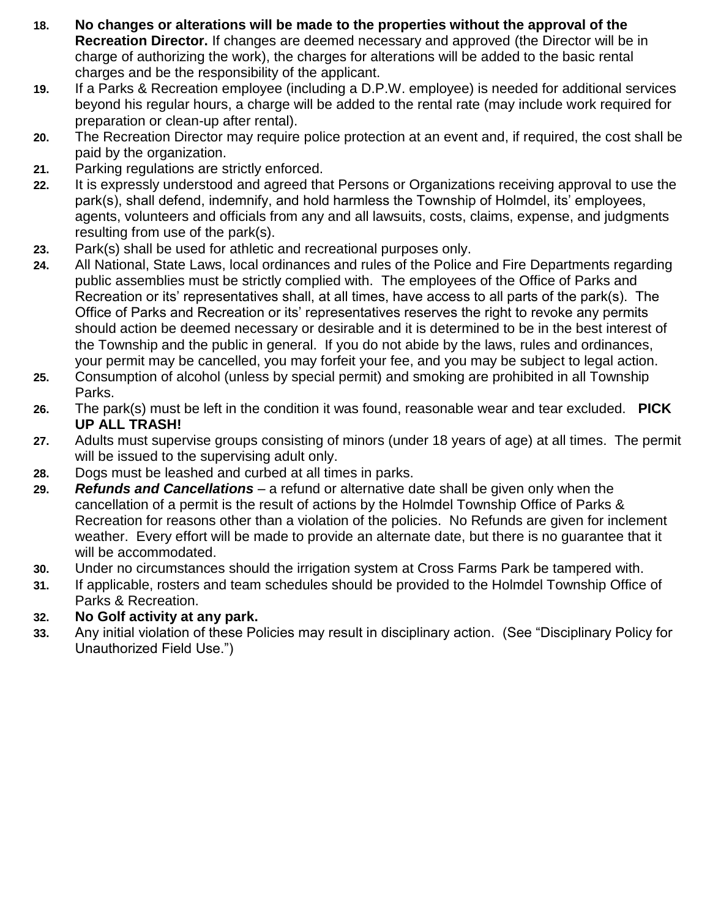18. **No changes or alterations will be made to the properties without the approval of the Recreation Director.** If changes are deemed necessary and approved (the Director will be in charge of authorizing the work), the charges for alterations will be added to the basic rental charges and be the responsibility of the applicant.
19. If a Parks & Recreation employee (including a D.P.W. employee) is needed for additional services beyond his regular hours, a charge will be added to the rental rate (may include work required for preparation or clean-up after rental).
20. The Recreation Director may require police protection at an event and, if required, the cost shall be paid by the organization.
21. Parking regulations are strictly enforced.
22. It is expressly understood and agreed that Persons or Organizations receiving approval to use the park(s), shall defend, indemnify, and hold harmless the Township of Holmdel, its' employees, agents, volunteers and officials from any and all lawsuits, costs, claims, expense, and judgments resulting from use of the park(s).
23. Park(s) shall be used for athletic and recreational purposes only.
24. All National, State Laws, local ordinances and rules of the Police and Fire Departments regarding public assemblies must be strictly complied with. The employees of the Office of Parks and Recreation or its' representatives shall, at all times, have access to all parts of the park(s). The Office of Parks and Recreation or its' representatives reserves the right to revoke any permits should action be deemed necessary or desirable and it is determined to be in the best interest of the Township and the public in general. If you do not abide by the laws, rules and ordinances, your permit may be cancelled, you may forfeit your fee, and you may be subject to legal action.
25. Consumption of alcohol (unless by special permit) and smoking are prohibited in all Township Parks.
26. The park(s) must be left in the condition it was found, reasonable wear and tear excluded. **PICK UP ALL TRASH!**
27. Adults must supervise groups consisting of minors (under 18 years of age) at all times. The permit will be issued to the supervising adult only.
28. Dogs must be leashed and curbed at all times in parks.
29. ***Refunds and Cancellations*** – a refund or alternative date shall be given only when the cancellation of a permit is the result of actions by the Holmdel Township Office of Parks & Recreation for reasons other than a violation of the policies. No Refunds are given for inclement weather. Every effort will be made to provide an alternate date, but there is no guarantee that it will be accommodated.
30. Under no circumstances should the irrigation system at Cross Farms Park be tampered with.
31. If applicable, rosters and team schedules should be provided to the Holmdel Township Office of Parks & Recreation.
32. **No Golf activity at any park.**
33. Any initial violation of these Policies may result in disciplinary action. (See "Disciplinary Policy for Unauthorized Field Use.")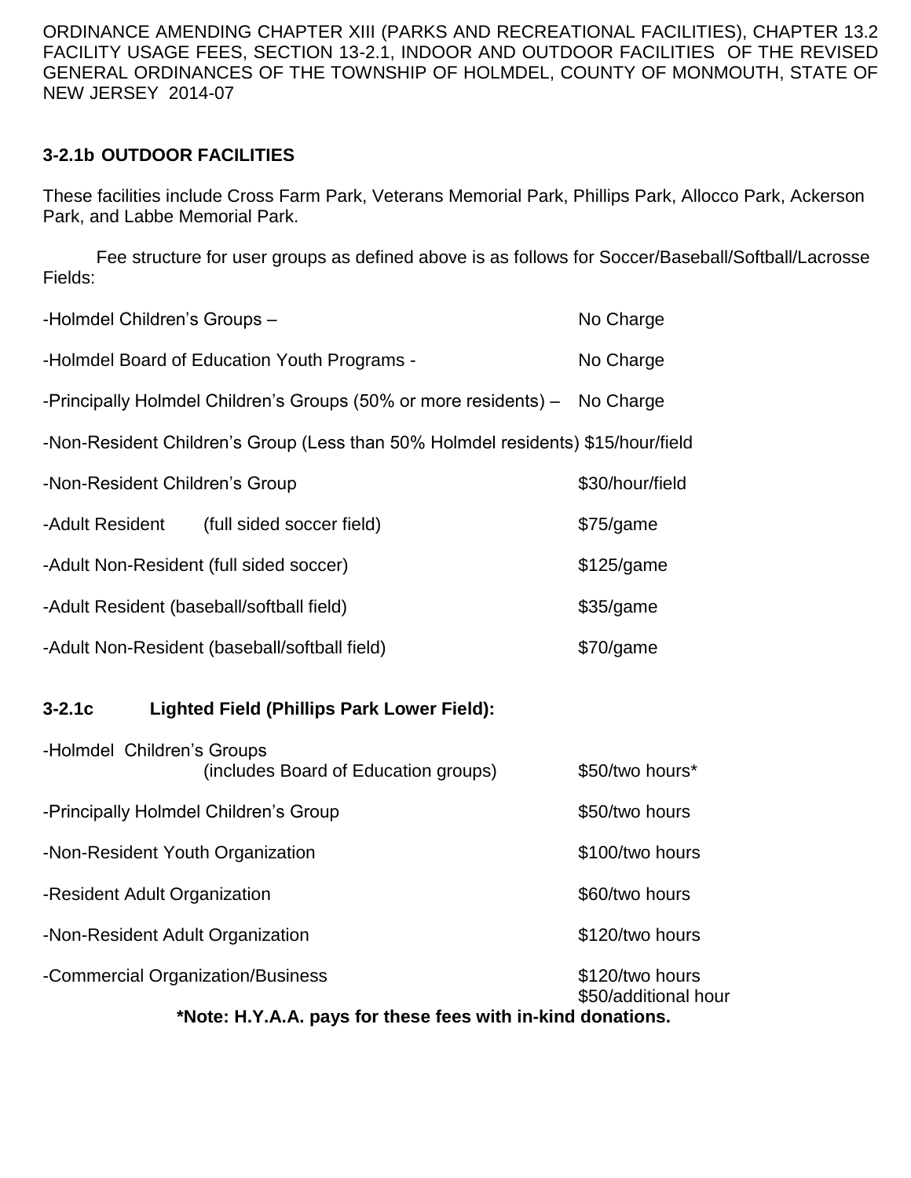ORDINANCE AMENDING CHAPTER XIII (PARKS AND RECREATIONAL FACILITIES), CHAPTER 13.2 FACILITY USAGE FEES, SECTION 13-2.1, INDOOR AND OUTDOOR FACILITIES OF THE REVISED GENERAL ORDINANCES OF THE TOWNSHIP OF HOLMDEL, COUNTY OF MONMOUTH, STATE OF NEW JERSEY 2014-07

**3-2.1b OUTDOOR FACILITIES**

These facilities include Cross Farm Park, Veterans Memorial Park, Phillips Park, Allocco Park, Ackerson Park, and Labbe Memorial Park.

Fee structure for user groups as defined above is as follows for Soccer/Baseball/Softball/Lacrosse Fields:

| | |
|---|---|
| -Holmdel Children's Groups – | No Charge |
| -Holmdel Board of Education Youth Programs - | No Charge |
| -Principally Holmdel Children's Groups (50% or more residents) – | No Charge |
| -Non-Resident Children's Group (Less than 50% Holmdel residents) | $15/hour/field |
| -Non-Resident Children's Group | $30/hour/field |
| -Adult Resident (full sided soccer field) | $75/game |
| -Adult Non-Resident (full sided soccer) | $125/game |
| -Adult Resident (baseball/softball field) | $35/game |
| -Adult Non-Resident (baseball/softball field) | $70/game |

**3-2.1c Lighted Field (Phillips Park Lower Field):**

| | |
|---|---|
| -Holmdel Children's Groups (includes Board of Education groups) | $50/two hours* |
| -Principally Holmdel Children's Group | $50/two hours |
| -Non-Resident Youth Organization | $100/two hours |
| -Resident Adult Organization | $60/two hours |
| -Non-Resident Adult Organization | $120/two hours |
| -Commercial Organization/Business | $120/two hours<br>$50/additional hour |

**\*Note: H.Y.A.A. pays for these fees with in-kind donations.**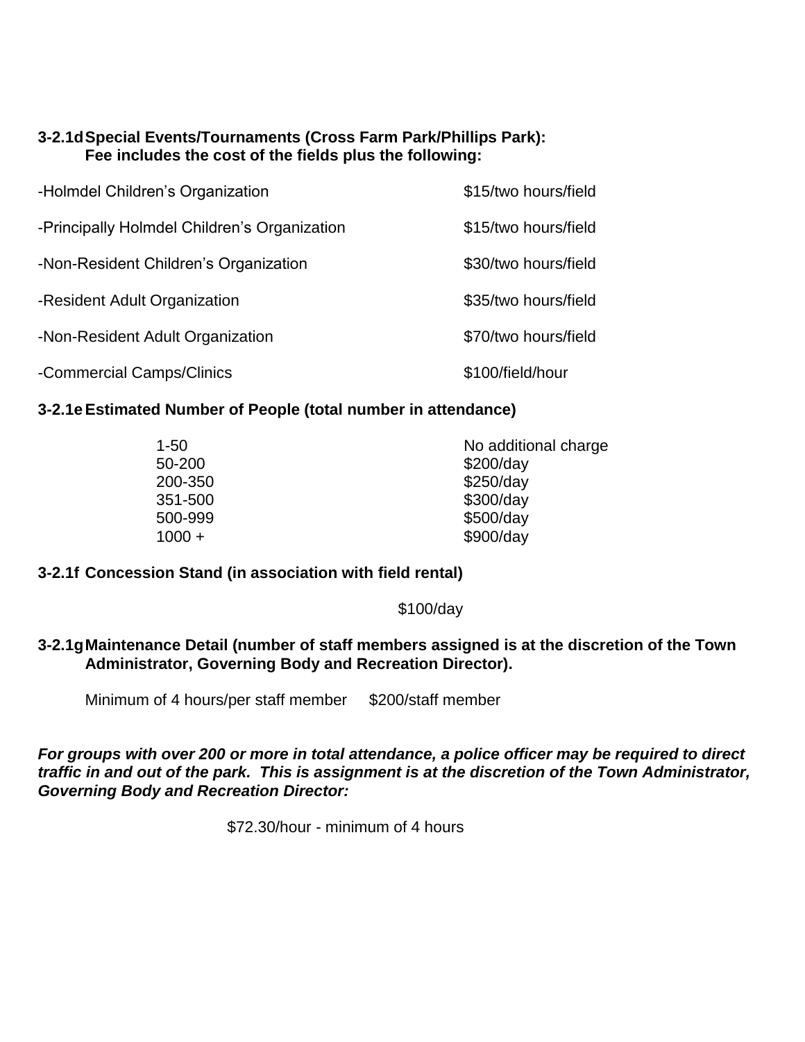**3-2.1d Special Events/Tournaments (Cross Farm Park/Phillips Park): Fee includes the cost of the fields plus the following:**

| | |
|---|---|
| -Holmdel Children's Organization | $15/two hours/field |
| -Principally Holmdel Children's Organization | $15/two hours/field |
| -Non-Resident Children's Organization | $30/two hours/field |
| -Resident Adult Organization | $35/two hours/field |
| -Non-Resident Adult Organization | $70/two hours/field |
| -Commercial Camps/Clinics | $100/field/hour |

**3-2.1e Estimated Number of People (total number in attendance)**

| | |
|---|---|
| 1-50 | No additional charge |
| 50-200 | $200/day |
| 200-350 | $250/day |
| 351-500 | $300/day |
| 500-999 | $500/day |
| 1000 + | $900/day |

**3-2.1f Concession Stand (in association with field rental)**

$100/day

**3-2.1g Maintenance Detail (number of staff members assigned is at the discretion of the Town Administrator, Governing Body and Recreation Director).**

Minimum of 4 hours/per staff member $200/staff member

***For groups with over 200 or more in total attendance, a police officer may be required to direct traffic in and out of the park. This is assignment is at the discretion of the Town Administrator, Governing Body and Recreation Director:***

$72.30/hour - minimum of 4 hours